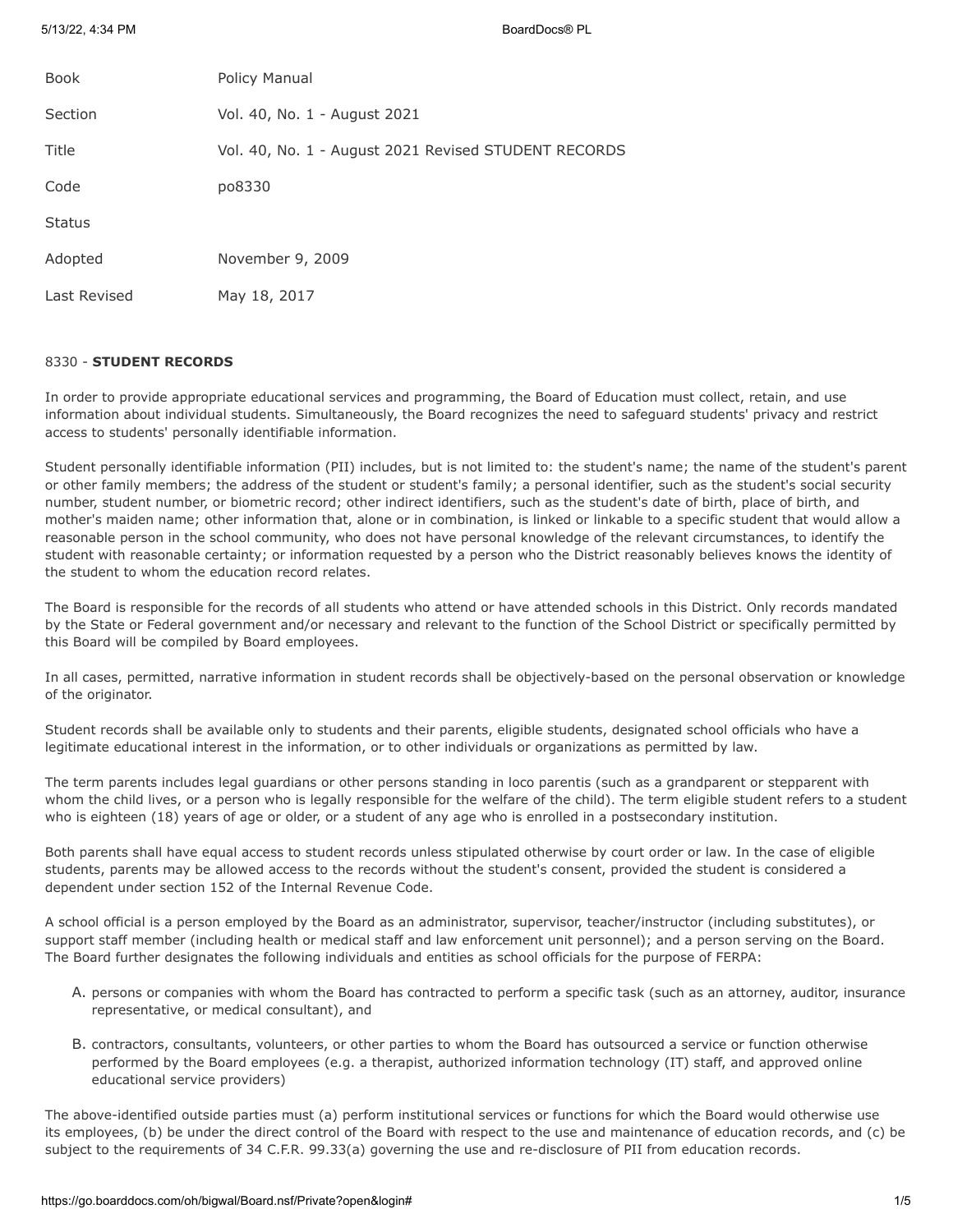| | |
|---|---|
| Book | Policy Manual |
| Section | Vol. 40, No. 1 - August 2021 |
| Title | Vol. 40, No. 1 - August 2021 Revised STUDENT RECORDS |
| Code | po8330 |
| Status | |
| Adopted | November 9, 2009 |
| Last Revised | May 18, 2017 |

8330 - **STUDENT RECORDS**

In order to provide appropriate educational services and programming, the Board of Education must collect, retain, and use information about individual students. Simultaneously, the Board recognizes the need to safeguard students' privacy and restrict access to students' personally identifiable information.

Student personally identifiable information (PII) includes, but is not limited to: the student's name; the name of the student's parent or other family members; the address of the student or student's family; a personal identifier, such as the student's social security number, student number, or biometric record; other indirect identifiers, such as the student's date of birth, place of birth, and mother's maiden name; other information that, alone or in combination, is linked or linkable to a specific student that would allow a reasonable person in the school community, who does not have personal knowledge of the relevant circumstances, to identify the student with reasonable certainty; or information requested by a person who the District reasonably believes knows the identity of the student to whom the education record relates.

The Board is responsible for the records of all students who attend or have attended schools in this District. Only records mandated by the State or Federal government and/or necessary and relevant to the function of the School District or specifically permitted by this Board will be compiled by Board employees.

In all cases, permitted, narrative information in student records shall be objectively-based on the personal observation or knowledge of the originator.

Student records shall be available only to students and their parents, eligible students, designated school officials who have a legitimate educational interest in the information, or to other individuals or organizations as permitted by law.

The term parents includes legal guardians or other persons standing in loco parentis (such as a grandparent or stepparent with whom the child lives, or a person who is legally responsible for the welfare of the child). The term eligible student refers to a student who is eighteen (18) years of age or older, or a student of any age who is enrolled in a postsecondary institution.

Both parents shall have equal access to student records unless stipulated otherwise by court order or law. In the case of eligible students, parents may be allowed access to the records without the student's consent, provided the student is considered a dependent under section 152 of the Internal Revenue Code.

A school official is a person employed by the Board as an administrator, supervisor, teacher/instructor (including substitutes), or support staff member (including health or medical staff and law enforcement unit personnel); and a person serving on the Board. The Board further designates the following individuals and entities as school officials for the purpose of FERPA:

A. persons or companies with whom the Board has contracted to perform a specific task (such as an attorney, auditor, insurance representative, or medical consultant), and

B. contractors, consultants, volunteers, or other parties to whom the Board has outsourced a service or function otherwise performed by the Board employees (e.g. a therapist, authorized information technology (IT) staff, and approved online educational service providers)

The above-identified outside parties must (a) perform institutional services or functions for which the Board would otherwise use its employees, (b) be under the direct control of the Board with respect to the use and maintenance of education records, and (c) be subject to the requirements of 34 C.F.R. 99.33(a) governing the use and re-disclosure of PII from education records.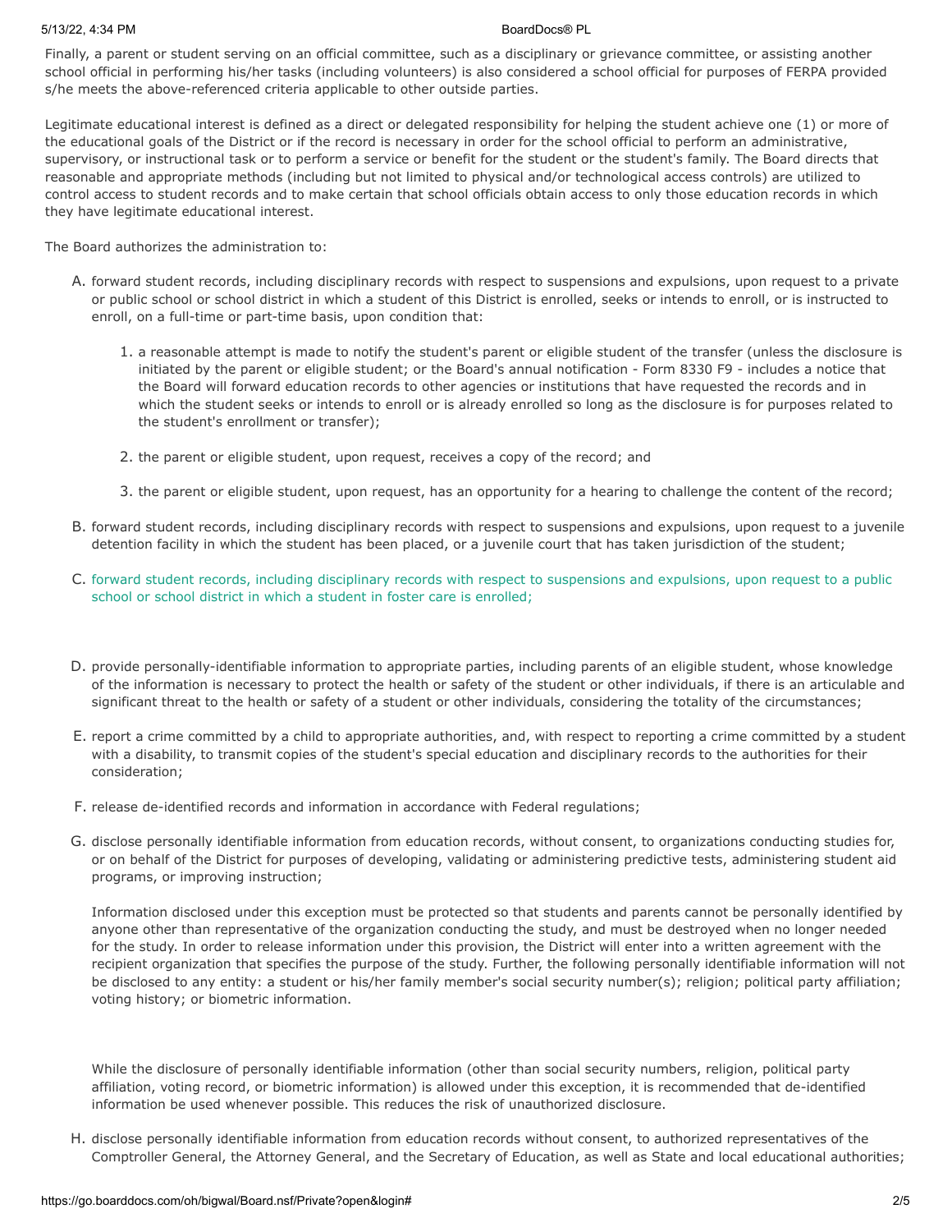Finally, a parent or student serving on an official committee, such as a disciplinary or grievance committee, or assisting another school official in performing his/her tasks (including volunteers) is also considered a school official for purposes of FERPA provided s/he meets the above-referenced criteria applicable to other outside parties.

Legitimate educational interest is defined as a direct or delegated responsibility for helping the student achieve one (1) or more of the educational goals of the District or if the record is necessary in order for the school official to perform an administrative, supervisory, or instructional task or to perform a service or benefit for the student or the student's family. The Board directs that reasonable and appropriate methods (including but not limited to physical and/or technological access controls) are utilized to control access to student records and to make certain that school officials obtain access to only those education records in which they have legitimate educational interest.

The Board authorizes the administration to:

A. forward student records, including disciplinary records with respect to suspensions and expulsions, upon request to a private or public school or school district in which a student of this District is enrolled, seeks or intends to enroll, or is instructed to enroll, on a full-time or part-time basis, upon condition that:

   1. a reasonable attempt is made to notify the student's parent or eligible student of the transfer (unless the disclosure is initiated by the parent or eligible student; or the Board's annual notification - Form 8330 F9 - includes a notice that the Board will forward education records to other agencies or institutions that have requested the records and in which the student seeks or intends to enroll or is already enrolled so long as the disclosure is for purposes related to the student's enrollment or transfer);

   2. the parent or eligible student, upon request, receives a copy of the record; and

   3. the parent or eligible student, upon request, has an opportunity for a hearing to challenge the content of the record;

B. forward student records, including disciplinary records with respect to suspensions and expulsions, upon request to a juvenile detention facility in which the student has been placed, or a juvenile court that has taken jurisdiction of the student;

C. forward student records, including disciplinary records with respect to suspensions and expulsions, upon request to a public school or school district in which a student in foster care is enrolled;

D. provide personally-identifiable information to appropriate parties, including parents of an eligible student, whose knowledge of the information is necessary to protect the health or safety of the student or other individuals, if there is an articulable and significant threat to the health or safety of a student or other individuals, considering the totality of the circumstances;

E. report a crime committed by a child to appropriate authorities, and, with respect to reporting a crime committed by a student with a disability, to transmit copies of the student's special education and disciplinary records to the authorities for their consideration;

F. release de-identified records and information in accordance with Federal regulations;

G. disclose personally identifiable information from education records, without consent, to organizations conducting studies for, or on behalf of the District for purposes of developing, validating or administering predictive tests, administering student aid programs, or improving instruction;

   Information disclosed under this exception must be protected so that students and parents cannot be personally identified by anyone other than representative of the organization conducting the study, and must be destroyed when no longer needed for the study. In order to release information under this provision, the District will enter into a written agreement with the recipient organization that specifies the purpose of the study. Further, the following personally identifiable information will not be disclosed to any entity: a student or his/her family member's social security number(s); religion; political party affiliation; voting history; or biometric information.

   While the disclosure of personally identifiable information (other than social security numbers, religion, political party affiliation, voting record, or biometric information) is allowed under this exception, it is recommended that de-identified information be used whenever possible. This reduces the risk of unauthorized disclosure.

H. disclose personally identifiable information from education records without consent, to authorized representatives of the Comptroller General, the Attorney General, and the Secretary of Education, as well as State and local educational authorities;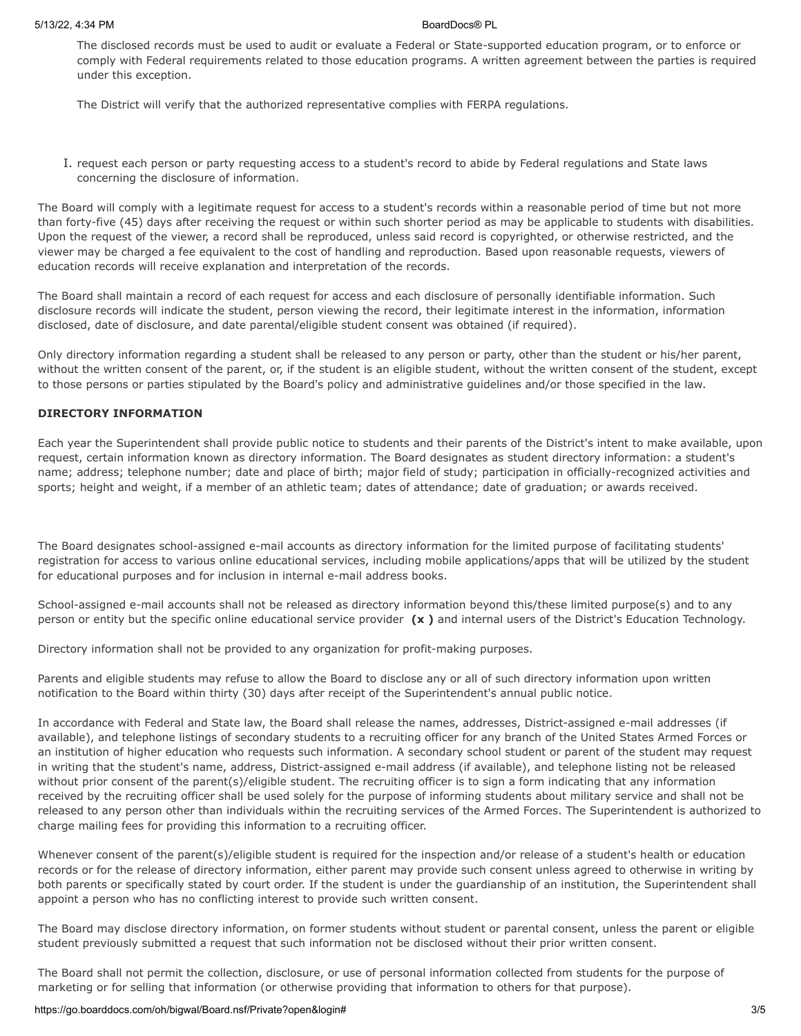The disclosed records must be used to audit or evaluate a Federal or State-supported education program, or to enforce or comply with Federal requirements related to those education programs. A written agreement between the parties is required under this exception.

The District will verify that the authorized representative complies with FERPA regulations.

I. request each person or party requesting access to a student's record to abide by Federal regulations and State laws concerning the disclosure of information.

The Board will comply with a legitimate request for access to a student's records within a reasonable period of time but not more than forty-five (45) days after receiving the request or within such shorter period as may be applicable to students with disabilities. Upon the request of the viewer, a record shall be reproduced, unless said record is copyrighted, or otherwise restricted, and the viewer may be charged a fee equivalent to the cost of handling and reproduction. Based upon reasonable requests, viewers of education records will receive explanation and interpretation of the records.

The Board shall maintain a record of each request for access and each disclosure of personally identifiable information. Such disclosure records will indicate the student, person viewing the record, their legitimate interest in the information, information disclosed, date of disclosure, and date parental/eligible student consent was obtained (if required).

Only directory information regarding a student shall be released to any person or party, other than the student or his/her parent, without the written consent of the parent, or, if the student is an eligible student, without the written consent of the student, except to those persons or parties stipulated by the Board's policy and administrative guidelines and/or those specified in the law.

**DIRECTORY INFORMATION**

Each year the Superintendent shall provide public notice to students and their parents of the District's intent to make available, upon request, certain information known as directory information. The Board designates as student directory information: a student's name; address; telephone number; date and place of birth; major field of study; participation in officially-recognized activities and sports; height and weight, if a member of an athletic team; dates of attendance; date of graduation; or awards received.

The Board designates school-assigned e-mail accounts as directory information for the limited purpose of facilitating students' registration for access to various online educational services, including mobile applications/apps that will be utilized by the student for educational purposes and for inclusion in internal e-mail address books.

School-assigned e-mail accounts shall not be released as directory information beyond this/these limited purpose(s) and to any person or entity but the specific online educational service provider **(x )** and internal users of the District's Education Technology.

Directory information shall not be provided to any organization for profit-making purposes.

Parents and eligible students may refuse to allow the Board to disclose any or all of such directory information upon written notification to the Board within thirty (30) days after receipt of the Superintendent's annual public notice.

In accordance with Federal and State law, the Board shall release the names, addresses, District-assigned e-mail addresses (if available), and telephone listings of secondary students to a recruiting officer for any branch of the United States Armed Forces or an institution of higher education who requests such information. A secondary school student or parent of the student may request in writing that the student's name, address, District-assigned e-mail address (if available), and telephone listing not be released without prior consent of the parent(s)/eligible student. The recruiting officer is to sign a form indicating that any information received by the recruiting officer shall be used solely for the purpose of informing students about military service and shall not be released to any person other than individuals within the recruiting services of the Armed Forces. The Superintendent is authorized to charge mailing fees for providing this information to a recruiting officer.

Whenever consent of the parent(s)/eligible student is required for the inspection and/or release of a student's health or education records or for the release of directory information, either parent may provide such consent unless agreed to otherwise in writing by both parents or specifically stated by court order. If the student is under the guardianship of an institution, the Superintendent shall appoint a person who has no conflicting interest to provide such written consent.

The Board may disclose directory information, on former students without student or parental consent, unless the parent or eligible student previously submitted a request that such information not be disclosed without their prior written consent.

The Board shall not permit the collection, disclosure, or use of personal information collected from students for the purpose of marketing or for selling that information (or otherwise providing that information to others for that purpose).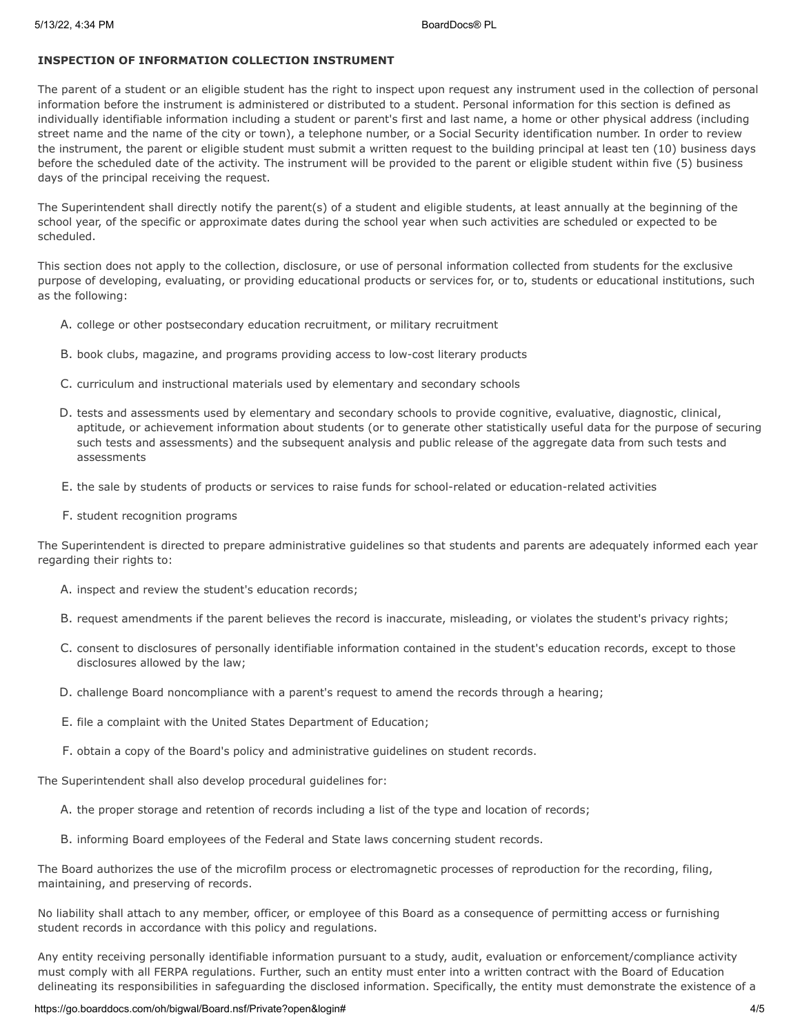**INSPECTION OF INFORMATION COLLECTION INSTRUMENT**

The parent of a student or an eligible student has the right to inspect upon request any instrument used in the collection of personal information before the instrument is administered or distributed to a student. Personal information for this section is defined as individually identifiable information including a student or parent's first and last name, a home or other physical address (including street name and the name of the city or town), a telephone number, or a Social Security identification number. In order to review the instrument, the parent or eligible student must submit a written request to the building principal at least ten (10) business days before the scheduled date of the activity. The instrument will be provided to the parent or eligible student within five (5) business days of the principal receiving the request.

The Superintendent shall directly notify the parent(s) of a student and eligible students, at least annually at the beginning of the school year, of the specific or approximate dates during the school year when such activities are scheduled or expected to be scheduled.

This section does not apply to the collection, disclosure, or use of personal information collected from students for the exclusive purpose of developing, evaluating, or providing educational products or services for, or to, students or educational institutions, such as the following:

A. college or other postsecondary education recruitment, or military recruitment

B. book clubs, magazine, and programs providing access to low-cost literary products

C. curriculum and instructional materials used by elementary and secondary schools

D. tests and assessments used by elementary and secondary schools to provide cognitive, evaluative, diagnostic, clinical, aptitude, or achievement information about students (or to generate other statistically useful data for the purpose of securing such tests and assessments) and the subsequent analysis and public release of the aggregate data from such tests and assessments

E. the sale by students of products or services to raise funds for school-related or education-related activities

F. student recognition programs

The Superintendent is directed to prepare administrative guidelines so that students and parents are adequately informed each year regarding their rights to:

A. inspect and review the student's education records;

B. request amendments if the parent believes the record is inaccurate, misleading, or violates the student's privacy rights;

C. consent to disclosures of personally identifiable information contained in the student's education records, except to those disclosures allowed by the law;

D. challenge Board noncompliance with a parent's request to amend the records through a hearing;

E. file a complaint with the United States Department of Education;

F. obtain a copy of the Board's policy and administrative guidelines on student records.

The Superintendent shall also develop procedural guidelines for:

A. the proper storage and retention of records including a list of the type and location of records;

B. informing Board employees of the Federal and State laws concerning student records.

The Board authorizes the use of the microfilm process or electromagnetic processes of reproduction for the recording, filing, maintaining, and preserving of records.

No liability shall attach to any member, officer, or employee of this Board as a consequence of permitting access or furnishing student records in accordance with this policy and regulations.

Any entity receiving personally identifiable information pursuant to a study, audit, evaluation or enforcement/compliance activity must comply with all FERPA regulations. Further, such an entity must enter into a written contract with the Board of Education delineating its responsibilities in safeguarding the disclosed information. Specifically, the entity must demonstrate the existence of a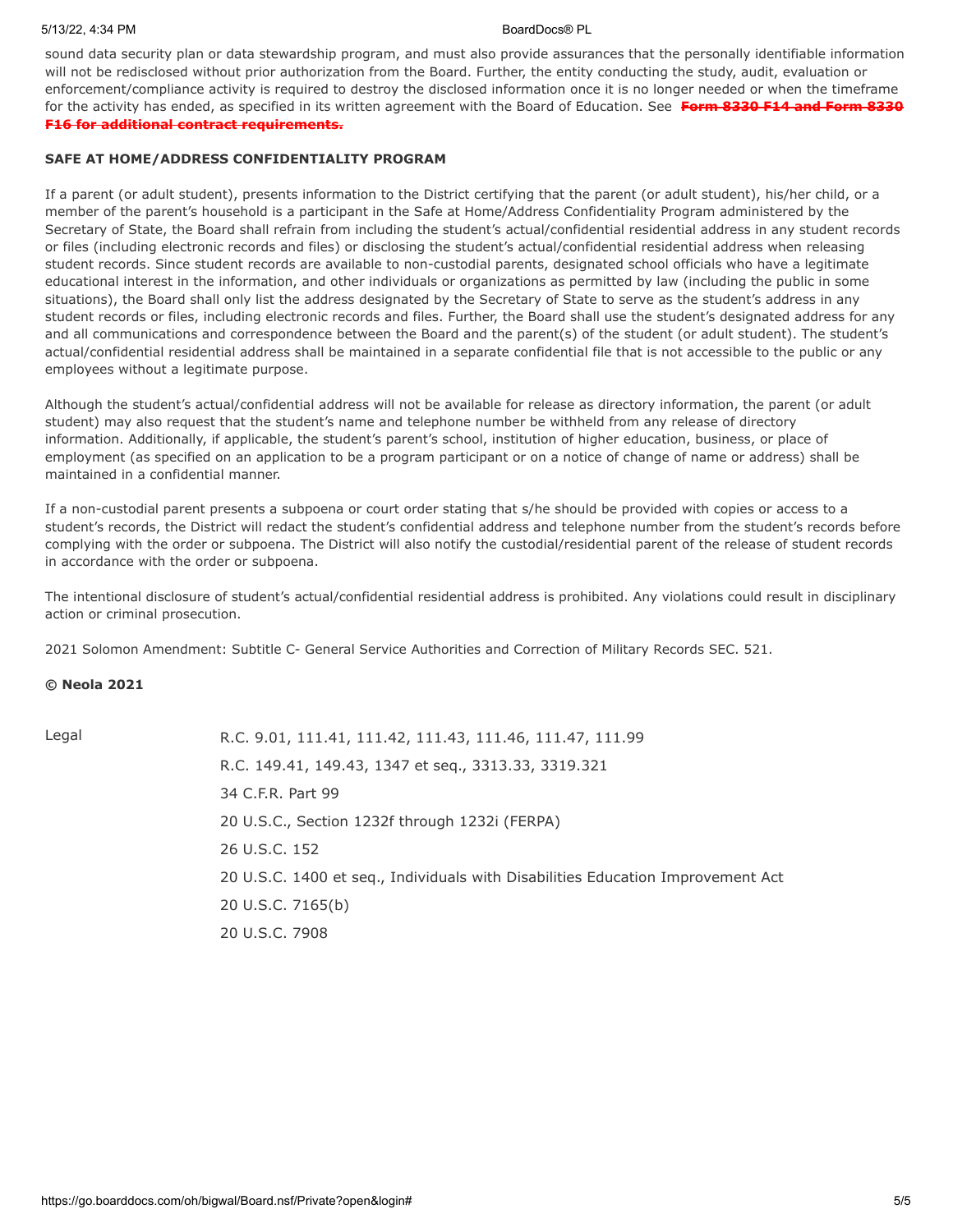sound data security plan or data stewardship program, and must also provide assurances that the personally identifiable information will not be redisclosed without prior authorization from the Board. Further, the entity conducting the study, audit, evaluation or enforcement/compliance activity is required to destroy the disclosed information once it is no longer needed or when the timeframe for the activity has ended, as specified in its written agreement with the Board of Education. See ~~**Form 8330 F14 and Form 8330 F16 for additional contract requirements.**~~

**SAFE AT HOME/ADDRESS CONFIDENTIALITY PROGRAM**

If a parent (or adult student), presents information to the District certifying that the parent (or adult student), his/her child, or a member of the parent's household is a participant in the Safe at Home/Address Confidentiality Program administered by the Secretary of State, the Board shall refrain from including the student's actual/confidential residential address in any student records or files (including electronic records and files) or disclosing the student's actual/confidential residential address when releasing student records. Since student records are available to non-custodial parents, designated school officials who have a legitimate educational interest in the information, and other individuals or organizations as permitted by law (including the public in some situations), the Board shall only list the address designated by the Secretary of State to serve as the student's address in any student records or files, including electronic records and files. Further, the Board shall use the student's designated address for any and all communications and correspondence between the Board and the parent(s) of the student (or adult student). The student's actual/confidential residential address shall be maintained in a separate confidential file that is not accessible to the public or any employees without a legitimate purpose.

Although the student's actual/confidential address will not be available for release as directory information, the parent (or adult student) may also request that the student's name and telephone number be withheld from any release of directory information. Additionally, if applicable, the student's parent's school, institution of higher education, business, or place of employment (as specified on an application to be a program participant or on a notice of change of name or address) shall be maintained in a confidential manner.

If a non-custodial parent presents a subpoena or court order stating that s/he should be provided with copies or access to a student's records, the District will redact the student's confidential address and telephone number from the student's records before complying with the order or subpoena. The District will also notify the custodial/residential parent of the release of student records in accordance with the order or subpoena.

The intentional disclosure of student's actual/confidential residential address is prohibited. Any violations could result in disciplinary action or criminal prosecution.

2021 Solomon Amendment: Subtitle C- General Service Authorities and Correction of Military Records SEC. 521.

**© Neola 2021**

| | |
|---|---|
| Legal | R.C. 9.01, 111.41, 111.42, 111.43, 111.46, 111.47, 111.99 |
| | R.C. 149.41, 149.43, 1347 et seq., 3313.33, 3319.321 |
| | 34 C.F.R. Part 99 |
| | 20 U.S.C., Section 1232f through 1232i (FERPA) |
| | 26 U.S.C. 152 |
| | 20 U.S.C. 1400 et seq., Individuals with Disabilities Education Improvement Act |
| | 20 U.S.C. 7165(b) |
| | 20 U.S.C. 7908 |